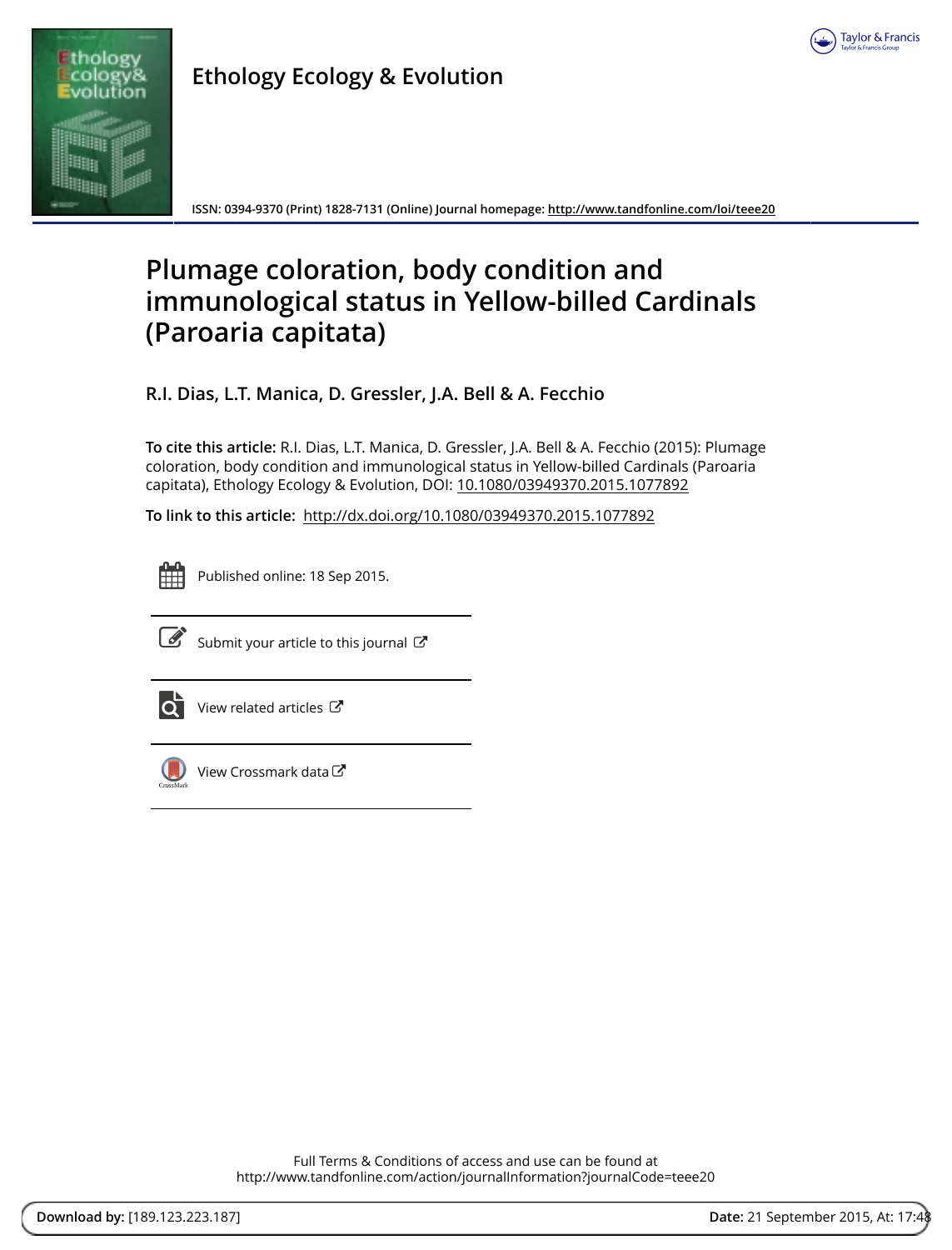Ethology Ecology & Evolution

ISSN: 0394-9370 (Print) 1828-7131 (Online) Journal homepage: http://www.tandfonline.com/loi/teee20

# Plumage coloration, body condition and immunological status in Yellow-billed Cardinals (Paroaria capitata)

**R.I. Dias, L.T. Manica, D. Gressler, J.A. Bell & A. Fecchio**

**To cite this article:** R.I. Dias, L.T. Manica, D. Gressler, J.A. Bell & A. Fecchio (2015): Plumage coloration, body condition and immunological status in Yellow-billed Cardinals (Paroaria capitata), Ethology Ecology & Evolution, DOI: 10.1080/03949370.2015.1077892

**To link to this article:** http://dx.doi.org/10.1080/03949370.2015.1077892

Published online: 18 Sep 2015.

Submit your article to this journal

View related articles

View Crossmark data

Full Terms & Conditions of access and use can be found at
http://www.tandfonline.com/action/journalInformation?journalCode=teee20

**Download by:** [189.123.223.187] **Date:** 21 September 2015, At: 17:48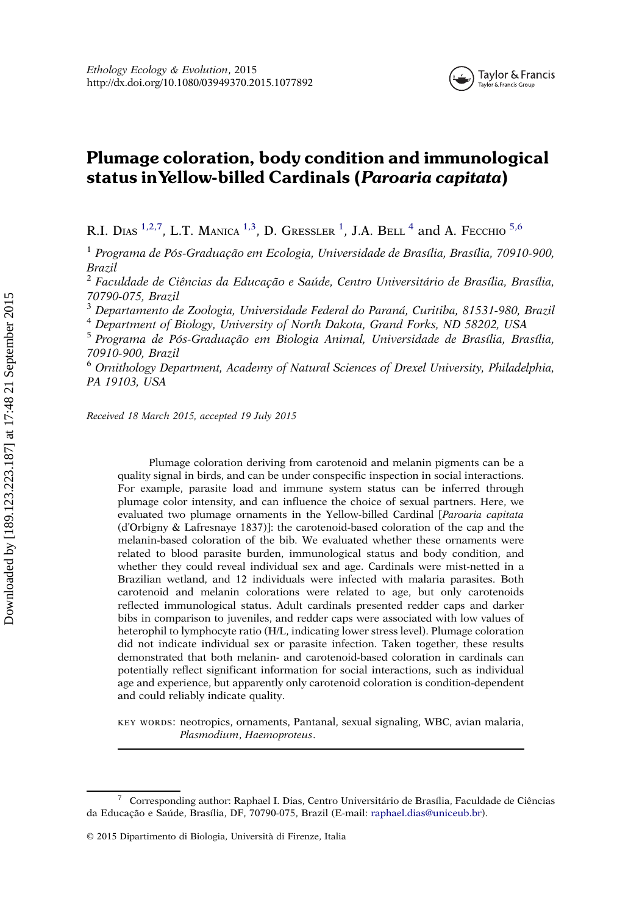# Plumage coloration, body condition and immunological status in Yellow-billed Cardinals (*Paroaria capitata*)

R.I. Dias [1,2,7], L.T. Manica [1,3], D. Gressler [1], J.A. Bell [4] and A. Fecchio [5,6]

[1] *Programa de Pós-Graduação em Ecologia, Universidade de Brasília, Brasília, 70910-900, Brazil*

[2] *Faculdade de Ciências da Educação e Saúde, Centro Universitário de Brasília, Brasília, 70790-075, Brazil*

[3] *Departamento de Zoologia, Universidade Federal do Paraná, Curitiba, 81531-980, Brazil*

[4] *Department of Biology, University of North Dakota, Grand Forks, ND 58202, USA*

[5] *Programa de Pós-Graduação em Biologia Animal, Universidade de Brasília, Brasília, 70910-900, Brazil*

[6] *Ornithology Department, Academy of Natural Sciences of Drexel University, Philadelphia, PA 19103, USA*

*Received 18 March 2015, accepted 19 July 2015*

Plumage coloration deriving from carotenoid and melanin pigments can be a quality signal in birds, and can be under conspecific inspection in social interactions. For example, parasite load and immune system status can be inferred through plumage color intensity, and can influence the choice of sexual partners. Here, we evaluated two plumage ornaments in the Yellow-billed Cardinal [*Paroaria capitata* (d'Orbigny & Lafresnaye 1837)]: the carotenoid-based coloration of the cap and the melanin-based coloration of the bib. We evaluated whether these ornaments were related to blood parasite burden, immunological status and body condition, and whether they could reveal individual sex and age. Cardinals were mist-netted in a Brazilian wetland, and 12 individuals were infected with malaria parasites. Both carotenoid and melanin colorations were related to age, but only carotenoids reflected immunological status. Adult cardinals presented redder caps and darker bibs in comparison to juveniles, and redder caps were associated with low values of heterophil to lymphocyte ratio (H/L, indicating lower stress level). Plumage coloration did not indicate individual sex or parasite infection. Taken together, these results demonstrated that both melanin- and carotenoid-based coloration in cardinals can potentially reflect significant information for social interactions, such as individual age and experience, but apparently only carotenoid coloration is condition-dependent and could reliably indicate quality.

KEY WORDS: neotropics, ornaments, Pantanal, sexual signaling, WBC, avian malaria, *Plasmodium*, *Haemoproteus*.

[7] Corresponding author: Raphael I. Dias, Centro Universitário de Brasília, Faculdade de Ciências da Educação e Saúde, Brasília, DF, 70790-075, Brazil (E-mail: raphael.dias@uniceub.br).

© 2015 Dipartimento di Biologia, Università di Firenze, Italia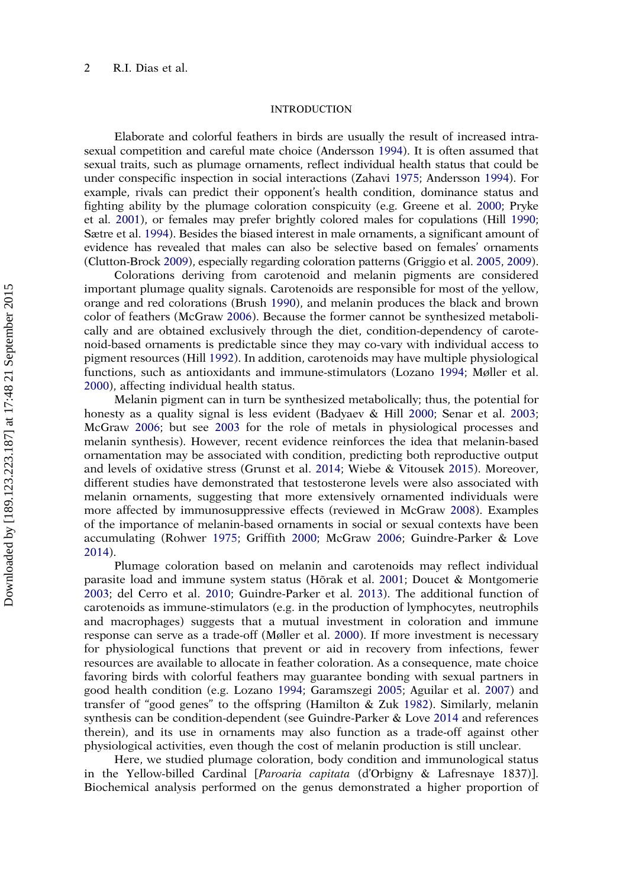## INTRODUCTION

Elaborate and colorful feathers in birds are usually the result of increased intrasexual competition and careful mate choice (Andersson 1994). It is often assumed that sexual traits, such as plumage ornaments, reflect individual health status that could be under conspecific inspection in social interactions (Zahavi 1975; Andersson 1994). For example, rivals can predict their opponent's health condition, dominance status and fighting ability by the plumage coloration conspicuity (e.g. Greene et al. 2000; Pryke et al. 2001), or females may prefer brightly colored males for copulations (Hill 1990; Sætre et al. 1994). Besides the biased interest in male ornaments, a significant amount of evidence has revealed that males can also be selective based on females' ornaments (Clutton-Brock 2009), especially regarding coloration patterns (Griggio et al. 2005, 2009).

Colorations deriving from carotenoid and melanin pigments are considered important plumage quality signals. Carotenoids are responsible for most of the yellow, orange and red colorations (Brush 1990), and melanin produces the black and brown color of feathers (McGraw 2006). Because the former cannot be synthesized metabolically and are obtained exclusively through the diet, condition-dependency of carotenoid-based ornaments is predictable since they may co-vary with individual access to pigment resources (Hill 1992). In addition, carotenoids may have multiple physiological functions, such as antioxidants and immune-stimulators (Lozano 1994; Møller et al. 2000), affecting individual health status.

Melanin pigment can in turn be synthesized metabolically; thus, the potential for honesty as a quality signal is less evident (Badyaev & Hill 2000; Senar et al. 2003; McGraw 2006; but see 2003 for the role of metals in physiological processes and melanin synthesis). However, recent evidence reinforces the idea that melanin-based ornamentation may be associated with condition, predicting both reproductive output and levels of oxidative stress (Grunst et al. 2014; Wiebe & Vitousek 2015). Moreover, different studies have demonstrated that testosterone levels were also associated with melanin ornaments, suggesting that more extensively ornamented individuals were more affected by immunosuppressive effects (reviewed in McGraw 2008). Examples of the importance of melanin-based ornaments in social or sexual contexts have been accumulating (Rohwer 1975; Griffith 2000; McGraw 2006; Guindre-Parker & Love 2014).

Plumage coloration based on melanin and carotenoids may reflect individual parasite load and immune system status (Hõrak et al. 2001; Doucet & Montgomerie 2003; del Cerro et al. 2010; Guindre-Parker et al. 2013). The additional function of carotenoids as immune-stimulators (e.g. in the production of lymphocytes, neutrophils and macrophages) suggests that a mutual investment in coloration and immune response can serve as a trade-off (Møller et al. 2000). If more investment is necessary for physiological functions that prevent or aid in recovery from infections, fewer resources are available to allocate in feather coloration. As a consequence, mate choice favoring birds with colorful feathers may guarantee bonding with sexual partners in good health condition (e.g. Lozano 1994; Garamszegi 2005; Aguilar et al. 2007) and transfer of "good genes" to the offspring (Hamilton & Zuk 1982). Similarly, melanin synthesis can be condition-dependent (see Guindre-Parker & Love 2014 and references therein), and its use in ornaments may also function as a trade-off against other physiological activities, even though the cost of melanin production is still unclear.

Here, we studied plumage coloration, body condition and immunological status in the Yellow-billed Cardinal [*Paroaria capitata* (d'Orbigny & Lafresnaye 1837)]. Biochemical analysis performed on the genus demonstrated a higher proportion of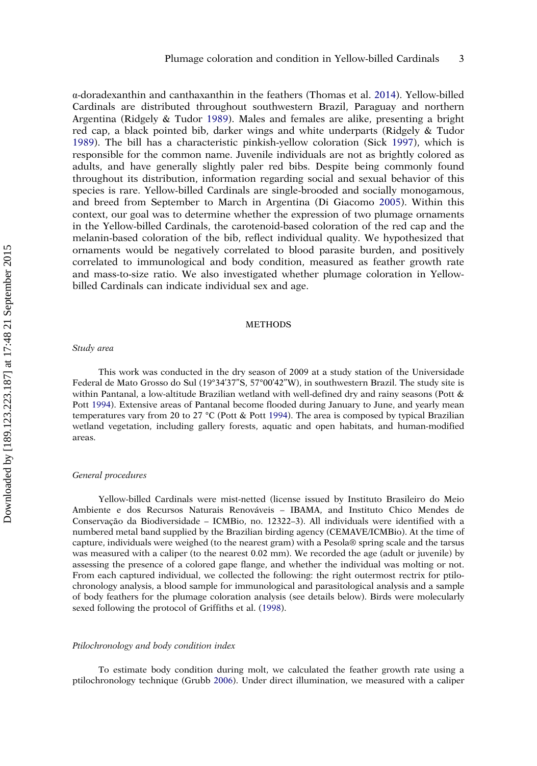α-doradexanthin and canthaxanthin in the feathers (Thomas et al. 2014). Yellow-billed Cardinals are distributed throughout southwestern Brazil, Paraguay and northern Argentina (Ridgely & Tudor 1989). Males and females are alike, presenting a bright red cap, a black pointed bib, darker wings and white underparts (Ridgely & Tudor 1989). The bill has a characteristic pinkish-yellow coloration (Sick 1997), which is responsible for the common name. Juvenile individuals are not as brightly colored as adults, and have generally slightly paler red bibs. Despite being commonly found throughout its distribution, information regarding social and sexual behavior of this species is rare. Yellow-billed Cardinals are single-brooded and socially monogamous, and breed from September to March in Argentina (Di Giacomo 2005). Within this context, our goal was to determine whether the expression of two plumage ornaments in the Yellow-billed Cardinals, the carotenoid-based coloration of the red cap and the melanin-based coloration of the bib, reflect individual quality. We hypothesized that ornaments would be negatively correlated to blood parasite burden, and positively correlated to immunological and body condition, measured as feather growth rate and mass-to-size ratio. We also investigated whether plumage coloration in Yellow-billed Cardinals can indicate individual sex and age.

## METHODS

### *Study area*

This work was conducted in the dry season of 2009 at a study station of the Universidade Federal de Mato Grosso do Sul (19°34′37″S, 57°00′42″W), in southwestern Brazil. The study site is within Pantanal, a low-altitude Brazilian wetland with well-defined dry and rainy seasons (Pott & Pott 1994). Extensive areas of Pantanal become flooded during January to June, and yearly mean temperatures vary from 20 to 27 °C (Pott & Pott 1994). The area is composed by typical Brazilian wetland vegetation, including gallery forests, aquatic and open habitats, and human-modified areas.

### *General procedures*

Yellow-billed Cardinals were mist-netted (license issued by Instituto Brasileiro do Meio Ambiente e dos Recursos Naturais Renováveis – IBAMA, and Instituto Chico Mendes de Conservação da Biodiversidade – ICMBio, no. 12322–3). All individuals were identified with a numbered metal band supplied by the Brazilian birding agency (CEMAVE/ICMBio). At the time of capture, individuals were weighed (to the nearest gram) with a Pesola® spring scale and the tarsus was measured with a caliper (to the nearest 0.02 mm). We recorded the age (adult or juvenile) by assessing the presence of a colored gape flange, and whether the individual was molting or not. From each captured individual, we collected the following: the right outermost rectrix for ptilochronology analysis, a blood sample for immunological and parasitological analysis and a sample of body feathers for the plumage coloration analysis (see details below). Birds were molecularly sexed following the protocol of Griffiths et al. (1998).

### *Ptilochronology and body condition index*

To estimate body condition during molt, we calculated the feather growth rate using a ptilochronology technique (Grubb 2006). Under direct illumination, we measured with a caliper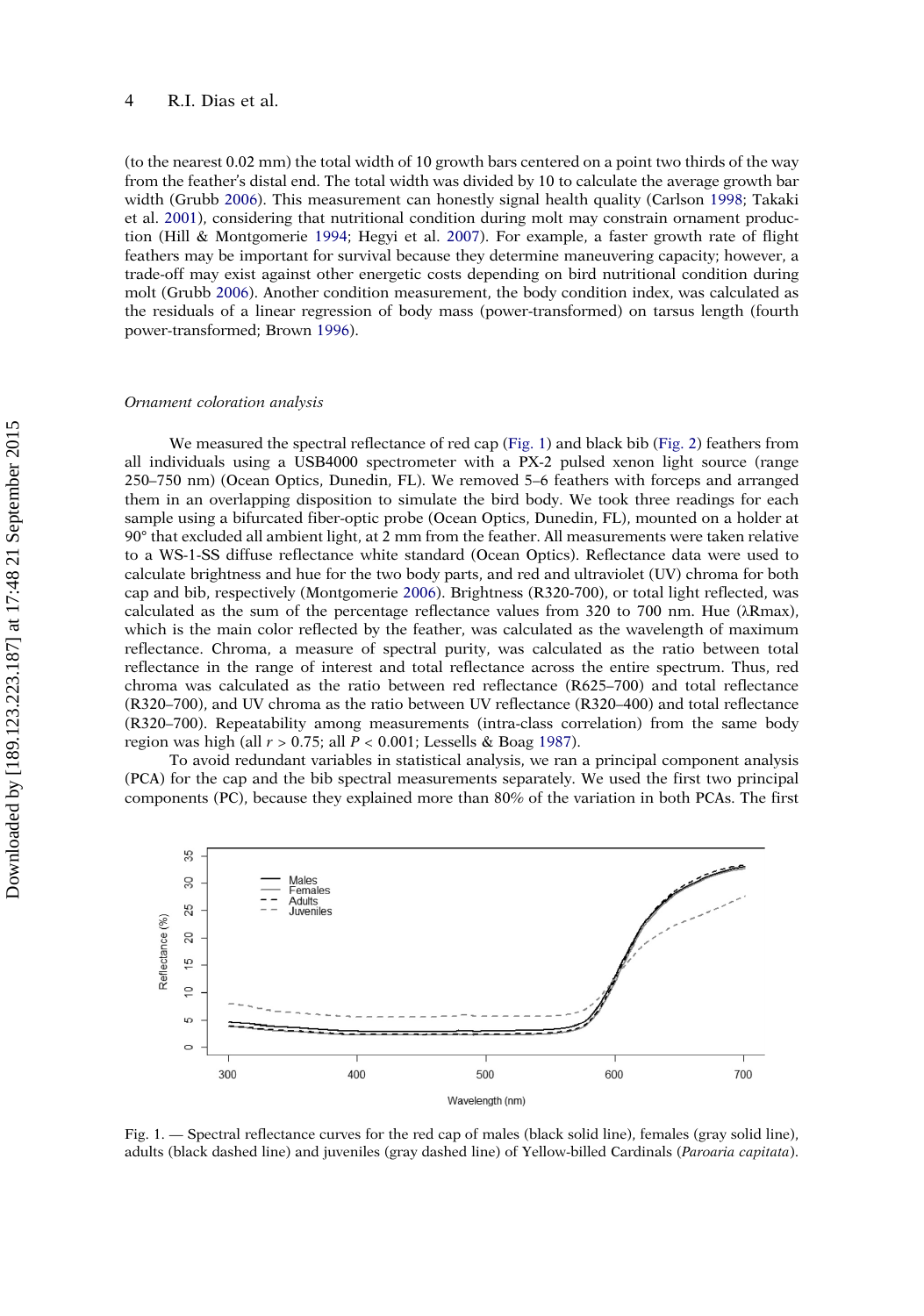(to the nearest 0.02 mm) the total width of 10 growth bars centered on a point two thirds of the way from the feather's distal end. The total width was divided by 10 to calculate the average growth bar width (Grubb 2006). This measurement can honestly signal health quality (Carlson 1998; Takaki et al. 2001), considering that nutritional condition during molt may constrain ornament production (Hill & Montgomerie 1994; Hegyi et al. 2007). For example, a faster growth rate of flight feathers may be important for survival because they determine maneuvering capacity; however, a trade-off may exist against other energetic costs depending on bird nutritional condition during molt (Grubb 2006). Another condition measurement, the body condition index, was calculated as the residuals of a linear regression of body mass (power-transformed) on tarsus length (fourth power-transformed; Brown 1996).

### *Ornament coloration analysis*

We measured the spectral reflectance of red cap (Fig. 1) and black bib (Fig. 2) feathers from all individuals using a USB4000 spectrometer with a PX-2 pulsed xenon light source (range 250–750 nm) (Ocean Optics, Dunedin, FL). We removed 5–6 feathers with forceps and arranged them in an overlapping disposition to simulate the bird body. We took three readings for each sample using a bifurcated fiber-optic probe (Ocean Optics, Dunedin, FL), mounted on a holder at 90° that excluded all ambient light, at 2 mm from the feather. All measurements were taken relative to a WS-1-SS diffuse reflectance white standard (Ocean Optics). Reflectance data were used to calculate brightness and hue for the two body parts, and red and ultraviolet (UV) chroma for both cap and bib, respectively (Montgomerie 2006). Brightness (R320-700), or total light reflected, was calculated as the sum of the percentage reflectance values from 320 to 700 nm. Hue ($\lambda$Rmax), which is the main color reflected by the feather, was calculated as the wavelength of maximum reflectance. Chroma, a measure of spectral purity, was calculated as the ratio between total reflectance in the range of interest and total reflectance across the entire spectrum. Thus, red chroma was calculated as the ratio between red reflectance (R625–700) and total reflectance (R320–700), and UV chroma as the ratio between UV reflectance (R320–400) and total reflectance (R320–700). Repeatability among measurements (intra-class correlation) from the same body region was high (all $r > 0.75$; all $P < 0.001$; Lessells & Boag 1987).

To avoid redundant variables in statistical analysis, we ran a principal component analysis (PCA) for the cap and the bib spectral measurements separately. We used the first two principal components (PC), because they explained more than 80% of the variation in both PCAs. The first

Fig. 1. — Spectral reflectance curves for the red cap of males (black solid line), females (gray solid line), adults (black dashed line) and juveniles (gray dashed line) of Yellow-billed Cardinals (*Paroaria capitata*).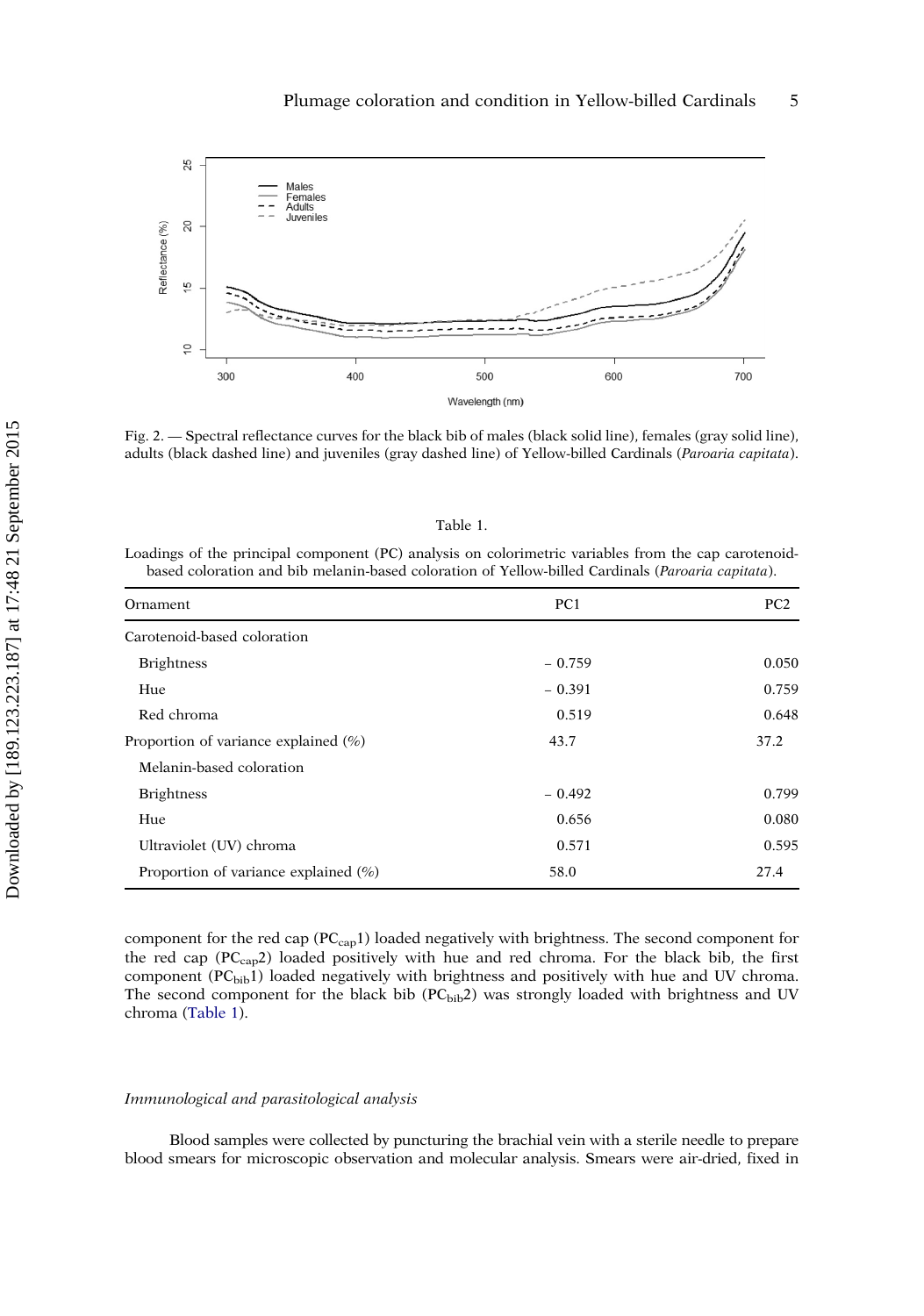Fig. 2. — Spectral reflectance curves for the black bib of males (black solid line), females (gray solid line), adults (black dashed line) and juveniles (gray dashed line) of Yellow-billed Cardinals (*Paroaria capitata*).

Table 1.

Loadings of the principal component (PC) analysis on colorimetric variables from the cap carotenoid-based coloration and bib melanin-based coloration of Yellow-billed Cardinals (*Paroaria capitata*).

| Ornament | PC1 | PC2 |
|---|---|---|
| Carotenoid-based coloration | | |
| Brightness | − 0.759 | 0.050 |
| Hue | − 0.391 | 0.759 |
| Red chroma | 0.519 | 0.648 |
| Proportion of variance explained (%) | 43.7 | 37.2 |
| Melanin-based coloration | | |
| Brightness | − 0.492 | 0.799 |
| Hue | 0.656 | 0.080 |
| Ultraviolet (UV) chroma | 0.571 | 0.595 |
| Proportion of variance explained (%) | 58.0 | 27.4 |

component for the red cap ($PC_{cap}1$) loaded negatively with brightness. The second component for the red cap ($PC_{cap}2$) loaded positively with hue and red chroma. For the black bib, the first component ($PC_{bib}1$) loaded negatively with brightness and positively with hue and UV chroma. The second component for the black bib ($PC_{bib}2$) was strongly loaded with brightness and UV chroma (Table 1).

*Immunological and parasitological analysis*

Blood samples were collected by puncturing the brachial vein with a sterile needle to prepare blood smears for microscopic observation and molecular analysis. Smears were air-dried, fixed in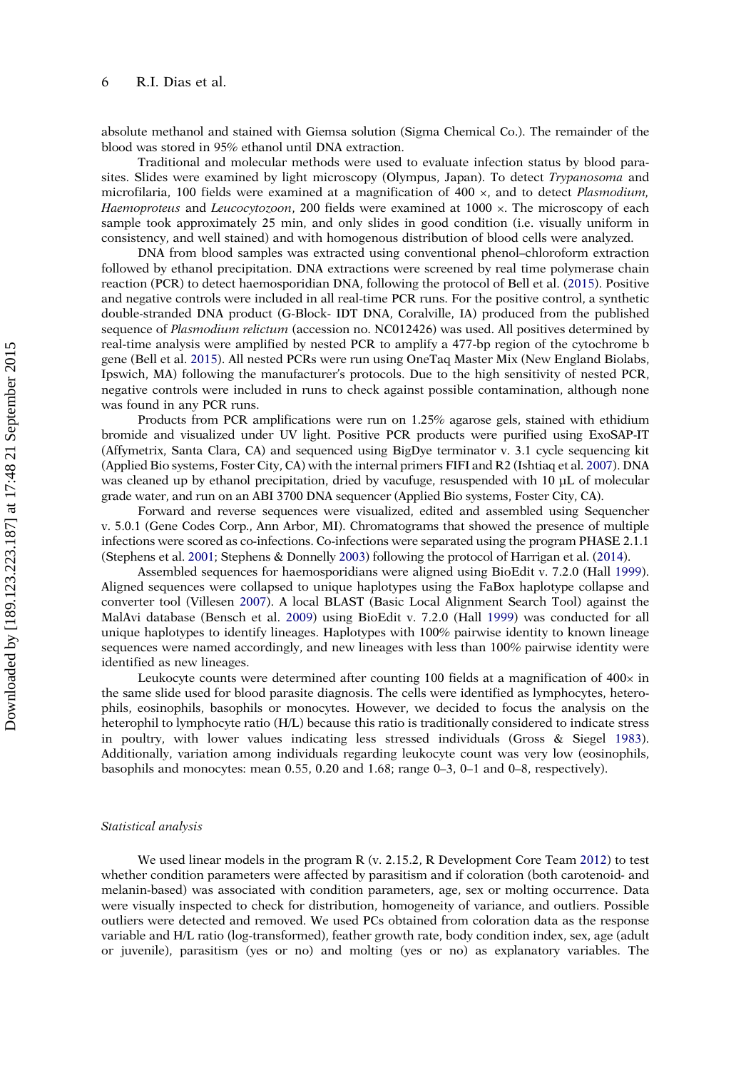absolute methanol and stained with Giemsa solution (Sigma Chemical Co.). The remainder of the blood was stored in 95% ethanol until DNA extraction.

Traditional and molecular methods were used to evaluate infection status by blood parasites. Slides were examined by light microscopy (Olympus, Japan). To detect *Trypanosoma* and microfilaria, 100 fields were examined at a magnification of 400 ×, and to detect *Plasmodium*, *Haemoproteus* and *Leucocytozoon*, 200 fields were examined at 1000 ×. The microscopy of each sample took approximately 25 min, and only slides in good condition (i.e. visually uniform in consistency, and well stained) and with homogenous distribution of blood cells were analyzed.

DNA from blood samples was extracted using conventional phenol–chloroform extraction followed by ethanol precipitation. DNA extractions were screened by real time polymerase chain reaction (PCR) to detect haemosporidian DNA, following the protocol of Bell et al. (2015). Positive and negative controls were included in all real-time PCR runs. For the positive control, a synthetic double-stranded DNA product (G-Block- IDT DNA, Coralville, IA) produced from the published sequence of *Plasmodium relictum* (accession no. NC012426) was used. All positives determined by real-time analysis were amplified by nested PCR to amplify a 477-bp region of the cytochrome b gene (Bell et al. 2015). All nested PCRs were run using OneTaq Master Mix (New England Biolabs, Ipswich, MA) following the manufacturer's protocols. Due to the high sensitivity of nested PCR, negative controls were included in runs to check against possible contamination, although none was found in any PCR runs.

Products from PCR amplifications were run on 1.25% agarose gels, stained with ethidium bromide and visualized under UV light. Positive PCR products were purified using ExoSAP-IT (Affymetrix, Santa Clara, CA) and sequenced using BigDye terminator v. 3.1 cycle sequencing kit (Applied Bio systems, Foster City, CA) with the internal primers FIFI and R2 (Ishtiaq et al. 2007). DNA was cleaned up by ethanol precipitation, dried by vacufuge, resuspended with 10 µL of molecular grade water, and run on an ABI 3700 DNA sequencer (Applied Bio systems, Foster City, CA).

Forward and reverse sequences were visualized, edited and assembled using Sequencher v. 5.0.1 (Gene Codes Corp., Ann Arbor, MI). Chromatograms that showed the presence of multiple infections were scored as co-infections. Co-infections were separated using the program PHASE 2.1.1 (Stephens et al. 2001; Stephens & Donnelly 2003) following the protocol of Harrigan et al. (2014).

Assembled sequences for haemosporidians were aligned using BioEdit v. 7.2.0 (Hall 1999). Aligned sequences were collapsed to unique haplotypes using the FaBox haplotype collapse and converter tool (Villesen 2007). A local BLAST (Basic Local Alignment Search Tool) against the MalAvi database (Bensch et al. 2009) using BioEdit v. 7.2.0 (Hall 1999) was conducted for all unique haplotypes to identify lineages. Haplotypes with 100% pairwise identity to known lineage sequences were named accordingly, and new lineages with less than 100% pairwise identity were identified as new lineages.

Leukocyte counts were determined after counting 100 fields at a magnification of 400× in the same slide used for blood parasite diagnosis. The cells were identified as lymphocytes, heterophils, eosinophils, basophils or monocytes. However, we decided to focus the analysis on the heterophil to lymphocyte ratio (H/L) because this ratio is traditionally considered to indicate stress in poultry, with lower values indicating less stressed individuals (Gross & Siegel 1983). Additionally, variation among individuals regarding leukocyte count was very low (eosinophils, basophils and monocytes: mean 0.55, 0.20 and 1.68; range 0–3, 0–1 and 0–8, respectively).

### *Statistical analysis*

We used linear models in the program R (v. 2.15.2, R Development Core Team 2012) to test whether condition parameters were affected by parasitism and if coloration (both carotenoid- and melanin-based) was associated with condition parameters, age, sex or molting occurrence. Data were visually inspected to check for distribution, homogeneity of variance, and outliers. Possible outliers were detected and removed. We used PCs obtained from coloration data as the response variable and H/L ratio (log-transformed), feather growth rate, body condition index, sex, age (adult or juvenile), parasitism (yes or no) and molting (yes or no) as explanatory variables. The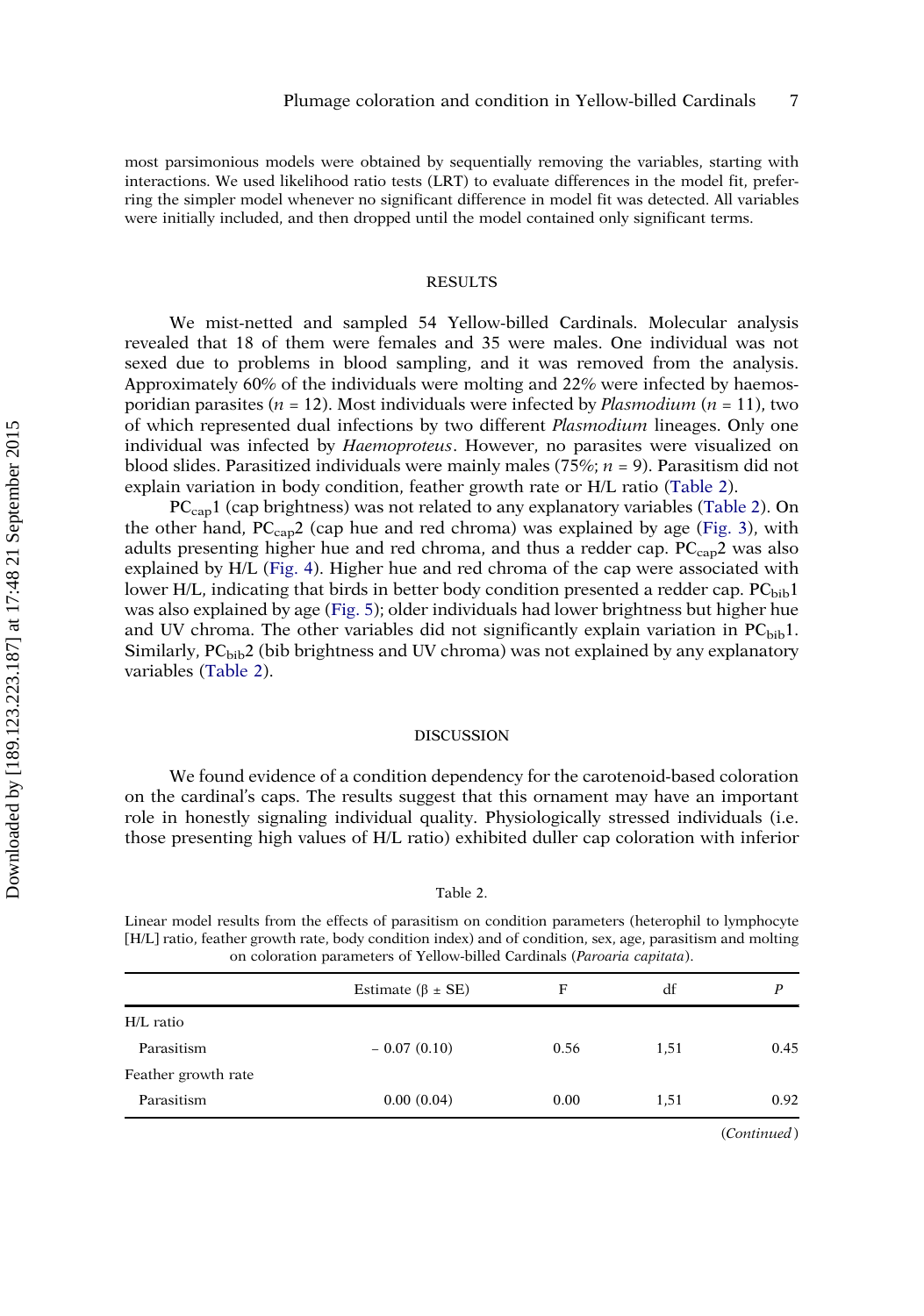most parsimonious models were obtained by sequentially removing the variables, starting with interactions. We used likelihood ratio tests (LRT) to evaluate differences in the model fit, preferring the simpler model whenever no significant difference in model fit was detected. All variables were initially included, and then dropped until the model contained only significant terms.

## RESULTS

We mist-netted and sampled 54 Yellow-billed Cardinals. Molecular analysis revealed that 18 of them were females and 35 were males. One individual was not sexed due to problems in blood sampling, and it was removed from the analysis. Approximately 60% of the individuals were molting and 22% were infected by haemosporidian parasites ($n$ = 12). Most individuals were infected by *Plasmodium* ($n$ = 11), two of which represented dual infections by two different *Plasmodium* lineages. Only one individual was infected by *Haemoproteus*. However, no parasites were visualized on blood slides. Parasitized individuals were mainly males (75%; $n$ = 9). Parasitism did not explain variation in body condition, feather growth rate or H/L ratio (Table 2).

$PC_{cap}1$ (cap brightness) was not related to any explanatory variables (Table 2). On the other hand, $PC_{cap}2$ (cap hue and red chroma) was explained by age (Fig. 3), with adults presenting higher hue and red chroma, and thus a redder cap. $PC_{cap}2$ was also explained by H/L (Fig. 4). Higher hue and red chroma of the cap were associated with lower H/L, indicating that birds in better body condition presented a redder cap. $PC_{bib}1$ was also explained by age (Fig. 5); older individuals had lower brightness but higher hue and UV chroma. The other variables did not significantly explain variation in $PC_{bib}1$. Similarly, $PC_{bib}2$ (bib brightness and UV chroma) was not explained by any explanatory variables (Table 2).

## DISCUSSION

We found evidence of a condition dependency for the carotenoid-based coloration on the cardinal's caps. The results suggest that this ornament may have an important role in honestly signaling individual quality. Physiologically stressed individuals (i.e. those presenting high values of H/L ratio) exhibited duller cap coloration with inferior

Table 2.

Linear model results from the effects of parasitism on condition parameters (heterophil to lymphocyte [H/L] ratio, feather growth rate, body condition index) and of condition, sex, age, parasitism and molting on coloration parameters of Yellow-billed Cardinals (*Paroaria capitata*).

| | Estimate (β ± SE) | F | df | *P* |
|---|---|---|---|---|
| H/L ratio | | | | |
| Parasitism | − 0.07 (0.10) | 0.56 | 1,51 | 0.45 |
| Feather growth rate | | | | |
| Parasitism | 0.00 (0.04) | 0.00 | 1,51 | 0.92 |

(*Continued*)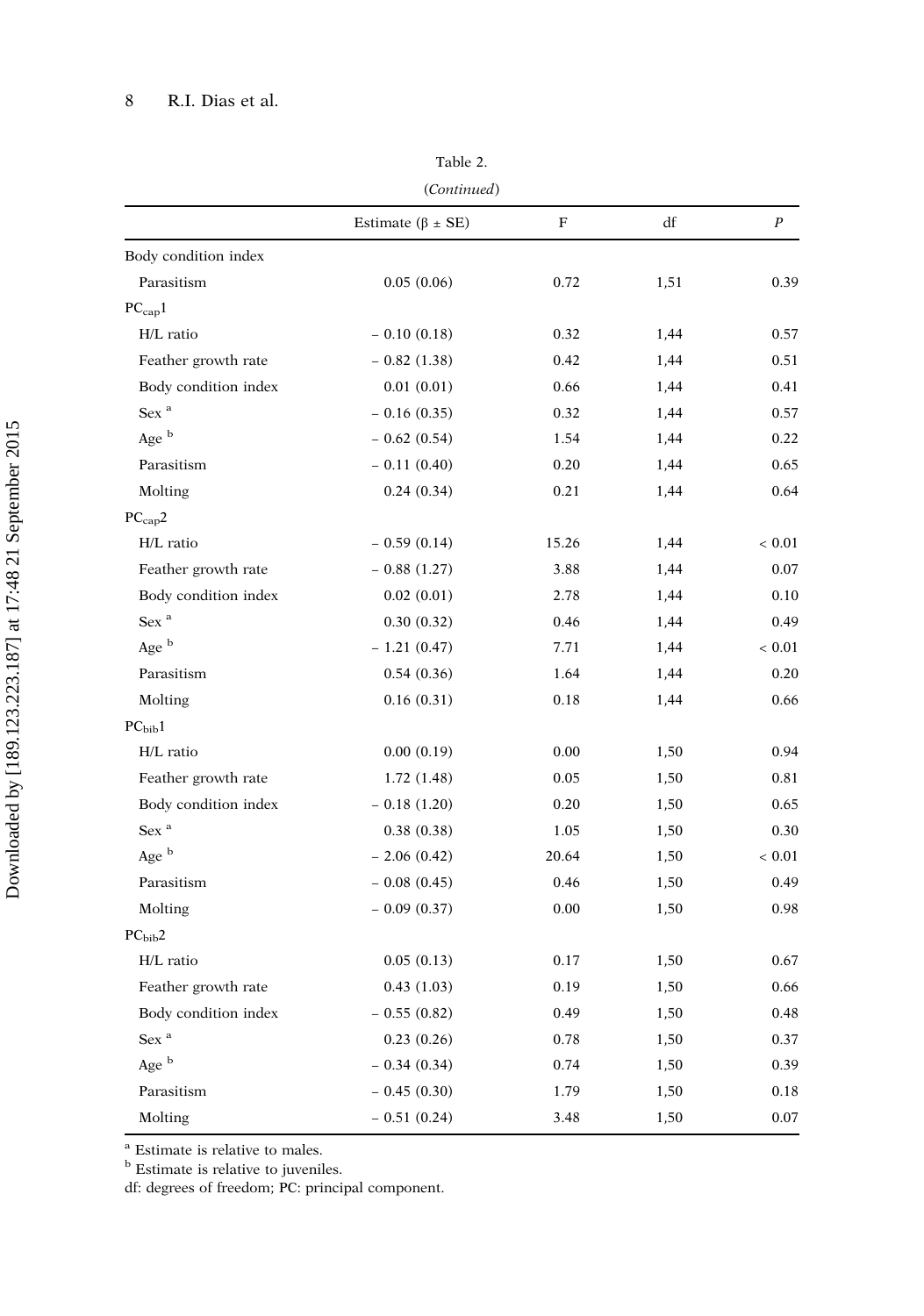Table 2.

(*Continued*)

| | Estimate (β ± SE) | F | df | *P* |
|---|---|---|---|---|
| Body condition index | | | | |
| Parasitism | 0.05 (0.06) | 0.72 | 1,51 | 0.39 |
| $PC_{cap}1$ | | | | |
| H/L ratio | − 0.10 (0.18) | 0.32 | 1,44 | 0.57 |
| Feather growth rate | − 0.82 (1.38) | 0.42 | 1,44 | 0.51 |
| Body condition index | 0.01 (0.01) | 0.66 | 1,44 | 0.41 |
| Sex [a] | − 0.16 (0.35) | 0.32 | 1,44 | 0.57 |
| Age [b] | − 0.62 (0.54) | 1.54 | 1,44 | 0.22 |
| Parasitism | − 0.11 (0.40) | 0.20 | 1,44 | 0.65 |
| Molting | 0.24 (0.34) | 0.21 | 1,44 | 0.64 |
| $PC_{cap}2$ | | | | |
| H/L ratio | − 0.59 (0.14) | 15.26 | 1,44 | < 0.01 |
| Feather growth rate | − 0.88 (1.27) | 3.88 | 1,44 | 0.07 |
| Body condition index | 0.02 (0.01) | 2.78 | 1,44 | 0.10 |
| Sex [a] | 0.30 (0.32) | 0.46 | 1,44 | 0.49 |
| Age [b] | − 1.21 (0.47) | 7.71 | 1,44 | < 0.01 |
| Parasitism | 0.54 (0.36) | 1.64 | 1,44 | 0.20 |
| Molting | 0.16 (0.31) | 0.18 | 1,44 | 0.66 |
| $PC_{bib}1$ | | | | |
| H/L ratio | 0.00 (0.19) | 0.00 | 1,50 | 0.94 |
| Feather growth rate | 1.72 (1.48) | 0.05 | 1,50 | 0.81 |
| Body condition index | − 0.18 (1.20) | 0.20 | 1,50 | 0.65 |
| Sex [a] | 0.38 (0.38) | 1.05 | 1,50 | 0.30 |
| Age [b] | − 2.06 (0.42) | 20.64 | 1,50 | < 0.01 |
| Parasitism | − 0.08 (0.45) | 0.46 | 1,50 | 0.49 |
| Molting | − 0.09 (0.37) | 0.00 | 1,50 | 0.98 |
| $PC_{bib}2$ | | | | |
| H/L ratio | 0.05 (0.13) | 0.17 | 1,50 | 0.67 |
| Feather growth rate | 0.43 (1.03) | 0.19 | 1,50 | 0.66 |
| Body condition index | − 0.55 (0.82) | 0.49 | 1,50 | 0.48 |
| Sex [a] | 0.23 (0.26) | 0.78 | 1,50 | 0.37 |
| Age [b] | − 0.34 (0.34) | 0.74 | 1,50 | 0.39 |
| Parasitism | − 0.45 (0.30) | 1.79 | 1,50 | 0.18 |
| Molting | − 0.51 (0.24) | 3.48 | 1,50 | 0.07 |

[a] Estimate is relative to males.
[b] Estimate is relative to juveniles.
df: degrees of freedom; PC: principal component.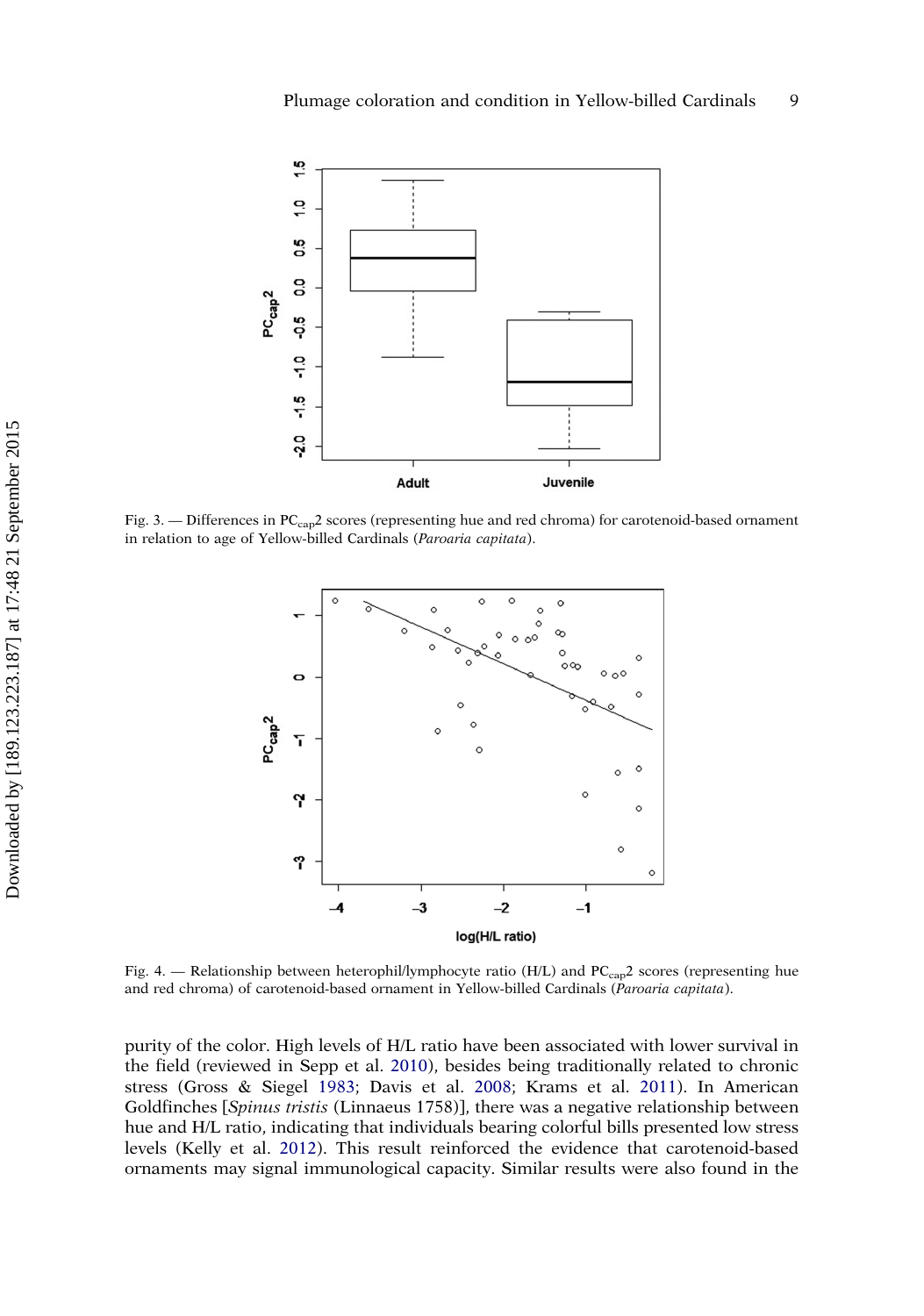Fig. 3. — Differences in $PC_{cap}2$ scores (representing hue and red chroma) for carotenoid-based ornament in relation to age of Yellow-billed Cardinals (*Paroaria capitata*).

Fig. 4. — Relationship between heterophil/lymphocyte ratio (H/L) and $PC_{cap}2$ scores (representing hue and red chroma) of carotenoid-based ornament in Yellow-billed Cardinals (*Paroaria capitata*).

purity of the color. High levels of H/L ratio have been associated with lower survival in the field (reviewed in Sepp et al. 2010), besides being traditionally related to chronic stress (Gross & Siegel 1983; Davis et al. 2008; Krams et al. 2011). In American Goldfinches [*Spinus tristis* (Linnaeus 1758)], there was a negative relationship between hue and H/L ratio, indicating that individuals bearing colorful bills presented low stress levels (Kelly et al. 2012). This result reinforced the evidence that carotenoid-based ornaments may signal immunological capacity. Similar results were also found in the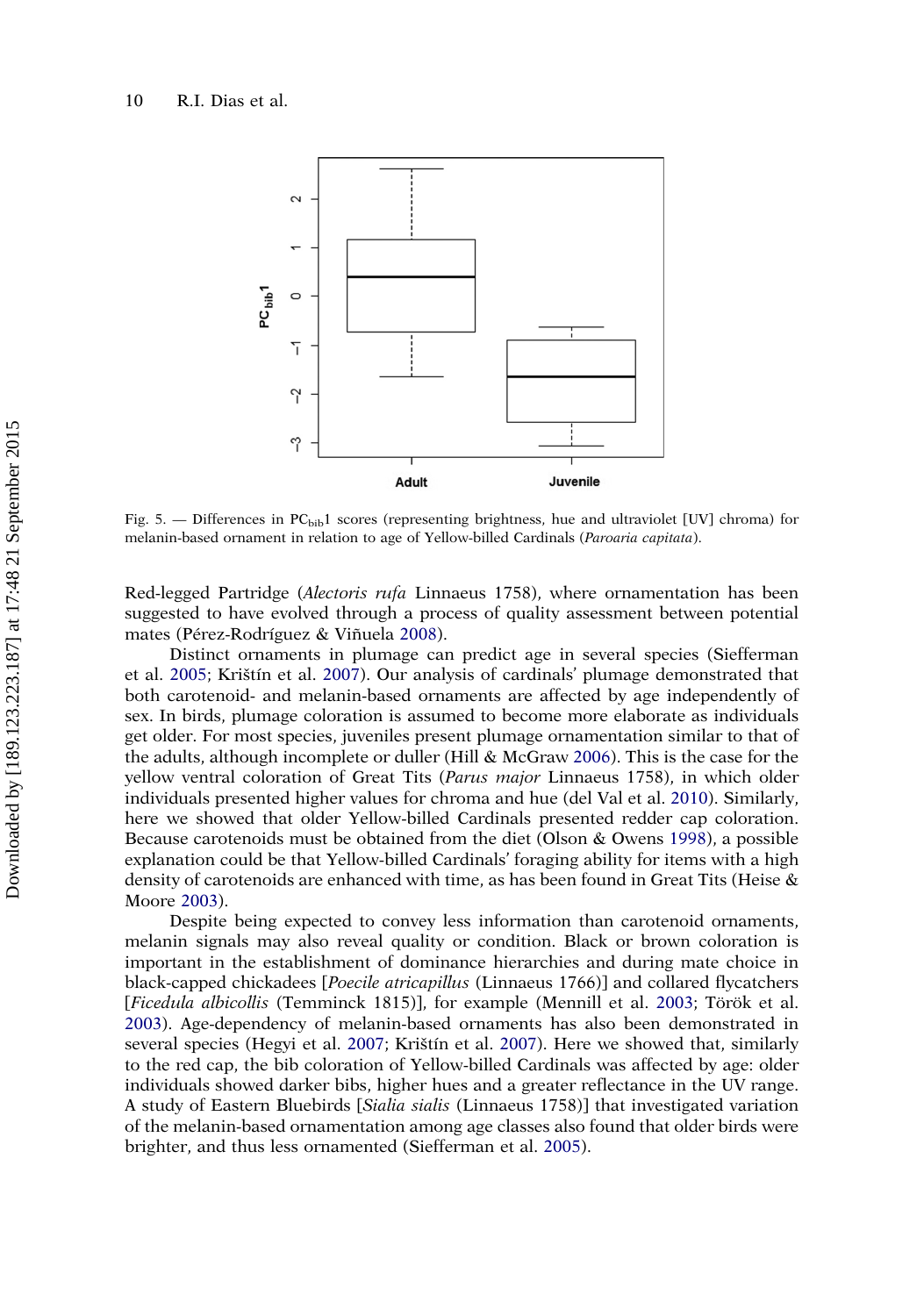Fig. 5. — Differences in $PC_{bib}1$ scores (representing brightness, hue and ultraviolet [UV] chroma) for melanin-based ornament in relation to age of Yellow-billed Cardinals (*Paroaria capitata*).

Red-legged Partridge (*Alectoris rufa* Linnaeus 1758), where ornamentation has been suggested to have evolved through a process of quality assessment between potential mates (Pérez-Rodríguez & Viñuela 2008).

Distinct ornaments in plumage can predict age in several species (Siefferman et al. 2005; Krištín et al. 2007). Our analysis of cardinals' plumage demonstrated that both carotenoid- and melanin-based ornaments are affected by age independently of sex. In birds, plumage coloration is assumed to become more elaborate as individuals get older. For most species, juveniles present plumage ornamentation similar to that of the adults, although incomplete or duller (Hill & McGraw 2006). This is the case for the yellow ventral coloration of Great Tits (*Parus major* Linnaeus 1758), in which older individuals presented higher values for chroma and hue (del Val et al. 2010). Similarly, here we showed that older Yellow-billed Cardinals presented redder cap coloration. Because carotenoids must be obtained from the diet (Olson & Owens 1998), a possible explanation could be that Yellow-billed Cardinals' foraging ability for items with a high density of carotenoids are enhanced with time, as has been found in Great Tits (Heise & Moore 2003).

Despite being expected to convey less information than carotenoid ornaments, melanin signals may also reveal quality or condition. Black or brown coloration is important in the establishment of dominance hierarchies and during mate choice in black-capped chickadees [*Poecile atricapillus* (Linnaeus 1766)] and collared flycatchers [*Ficedula albicollis* (Temminck 1815)], for example (Mennill et al. 2003; Török et al. 2003). Age-dependency of melanin-based ornaments has also been demonstrated in several species (Hegyi et al. 2007; Krištín et al. 2007). Here we showed that, similarly to the red cap, the bib coloration of Yellow-billed Cardinals was affected by age: older individuals showed darker bibs, higher hues and a greater reflectance in the UV range. A study of Eastern Bluebirds [*Sialia sialis* (Linnaeus 1758)] that investigated variation of the melanin-based ornamentation among age classes also found that older birds were brighter, and thus less ornamented (Siefferman et al. 2005).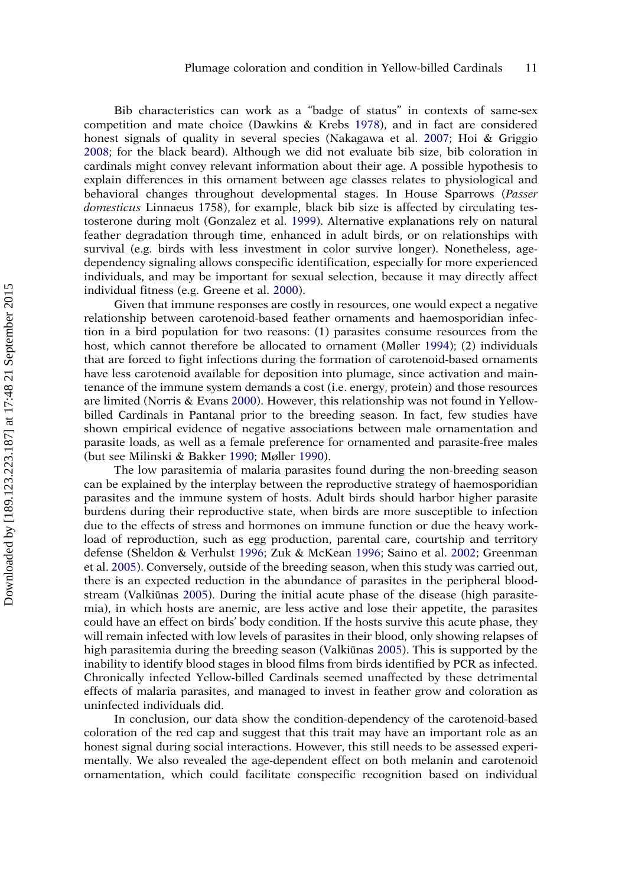Bib characteristics can work as a “badge of status” in contexts of same-sex competition and mate choice (Dawkins & Krebs 1978), and in fact are considered honest signals of quality in several species (Nakagawa et al. 2007; Hoi & Griggio 2008; for the black beard). Although we did not evaluate bib size, bib coloration in cardinals might convey relevant information about their age. A possible hypothesis to explain differences in this ornament between age classes relates to physiological and behavioral changes throughout developmental stages. In House Sparrows (*Passer domesticus* Linnaeus 1758), for example, black bib size is affected by circulating testosterone during molt (Gonzalez et al. 1999). Alternative explanations rely on natural feather degradation through time, enhanced in adult birds, or on relationships with survival (e.g. birds with less investment in color survive longer). Nonetheless, age-dependency signaling allows conspecific identification, especially for more experienced individuals, and may be important for sexual selection, because it may directly affect individual fitness (e.g. Greene et al. 2000).

Given that immune responses are costly in resources, one would expect a negative relationship between carotenoid-based feather ornaments and haemosporidian infection in a bird population for two reasons: (1) parasites consume resources from the host, which cannot therefore be allocated to ornament (Møller 1994); (2) individuals that are forced to fight infections during the formation of carotenoid-based ornaments have less carotenoid available for deposition into plumage, since activation and maintenance of the immune system demands a cost (i.e. energy, protein) and those resources are limited (Norris & Evans 2000). However, this relationship was not found in Yellow-billed Cardinals in Pantanal prior to the breeding season. In fact, few studies have shown empirical evidence of negative associations between male ornamentation and parasite loads, as well as a female preference for ornamented and parasite-free males (but see Milinski & Bakker 1990; Møller 1990).

The low parasitemia of malaria parasites found during the non-breeding season can be explained by the interplay between the reproductive strategy of haemosporidian parasites and the immune system of hosts. Adult birds should harbor higher parasite burdens during their reproductive state, when birds are more susceptible to infection due to the effects of stress and hormones on immune function or due the heavy workload of reproduction, such as egg production, parental care, courtship and territory defense (Sheldon & Verhulst 1996; Zuk & McKean 1996; Saino et al. 2002; Greenman et al. 2005). Conversely, outside of the breeding season, when this study was carried out, there is an expected reduction in the abundance of parasites in the peripheral bloodstream (Valkiūnas 2005). During the initial acute phase of the disease (high parasitemia), in which hosts are anemic, are less active and lose their appetite, the parasites could have an effect on birds’ body condition. If the hosts survive this acute phase, they will remain infected with low levels of parasites in their blood, only showing relapses of high parasitemia during the breeding season (Valkiūnas 2005). This is supported by the inability to identify blood stages in blood films from birds identified by PCR as infected. Chronically infected Yellow-billed Cardinals seemed unaffected by these detrimental effects of malaria parasites, and managed to invest in feather grow and coloration as uninfected individuals did.

In conclusion, our data show the condition-dependency of the carotenoid-based coloration of the red cap and suggest that this trait may have an important role as an honest signal during social interactions. However, this still needs to be assessed experimentally. We also revealed the age-dependent effect on both melanin and carotenoid ornamentation, which could facilitate conspecific recognition based on individual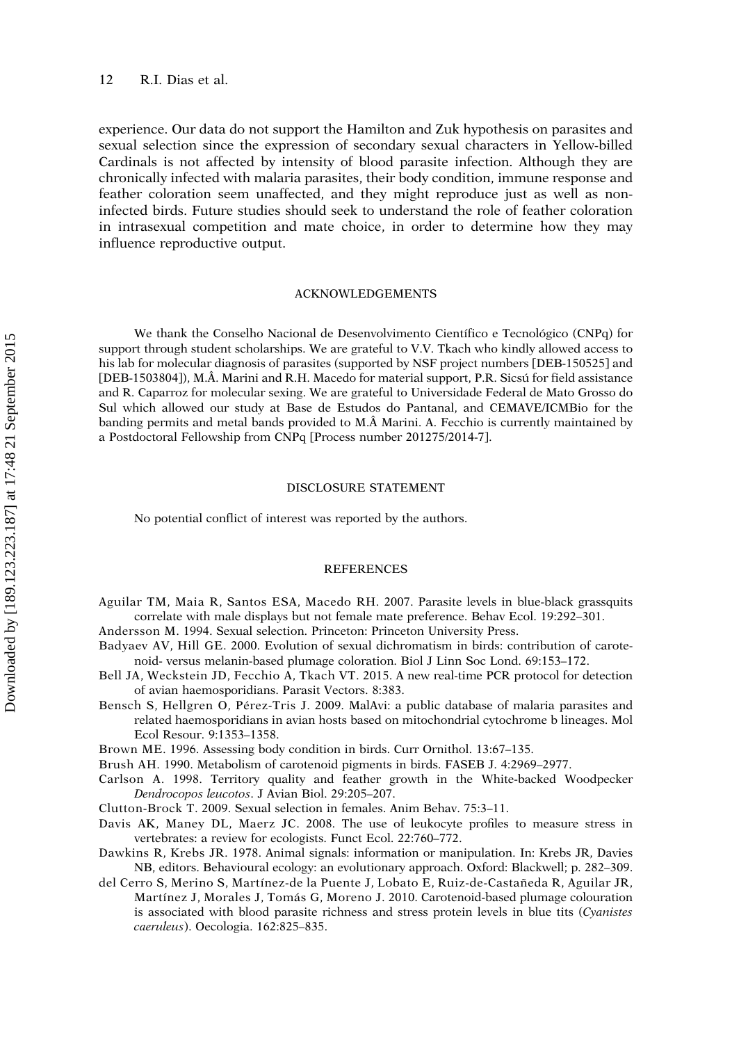experience. Our data do not support the Hamilton and Zuk hypothesis on parasites and sexual selection since the expression of secondary sexual characters in Yellow-billed Cardinals is not affected by intensity of blood parasite infection. Although they are chronically infected with malaria parasites, their body condition, immune response and feather coloration seem unaffected, and they might reproduce just as well as non-infected birds. Future studies should seek to understand the role of feather coloration in intrasexual competition and mate choice, in order to determine how they may influence reproductive output.

## ACKNOWLEDGEMENTS

We thank the Conselho Nacional de Desenvolvimento Científico e Tecnológico (CNPq) for support through student scholarships. We are grateful to V.V. Tkach who kindly allowed access to his lab for molecular diagnosis of parasites (supported by NSF project numbers [DEB-150525] and [DEB-1503804]), M.Â. Marini and R.H. Macedo for material support, P.R. Sicsú for field assistance and R. Caparroz for molecular sexing. We are grateful to Universidade Federal de Mato Grosso do Sul which allowed our study at Base de Estudos do Pantanal, and CEMAVE/ICMBio for the banding permits and metal bands provided to M.Â Marini. A. Fecchio is currently maintained by a Postdoctoral Fellowship from CNPq [Process number 201275/2014-7].

## DISCLOSURE STATEMENT

No potential conflict of interest was reported by the authors.

## REFERENCES

Aguilar TM, Maia R, Santos ESA, Macedo RH. 2007. Parasite levels in blue-black grassquits correlate with male displays but not female mate preference. Behav Ecol. 19:292–301.

Andersson M. 1994. Sexual selection. Princeton: Princeton University Press.

Badyaev AV, Hill GE. 2000. Evolution of sexual dichromatism in birds: contribution of carotenoid- versus melanin-based plumage coloration. Biol J Linn Soc Lond. 69:153–172.

Bell JA, Weckstein JD, Fecchio A, Tkach VT. 2015. A new real-time PCR protocol for detection of avian haemosporidians. Parasit Vectors. 8:383.

Bensch S, Hellgren O, Pérez-Tris J. 2009. MalAvi: a public database of malaria parasites and related haemosporidians in avian hosts based on mitochondrial cytochrome b lineages. Mol Ecol Resour. 9:1353–1358.

Brown ME. 1996. Assessing body condition in birds. Curr Ornithol. 13:67–135.

Brush AH. 1990. Metabolism of carotenoid pigments in birds. FASEB J. 4:2969–2977.

Carlson A. 1998. Territory quality and feather growth in the White-backed Woodpecker *Dendrocopos leucotos*. J Avian Biol. 29:205–207.

Clutton-Brock T. 2009. Sexual selection in females. Anim Behav. 75:3–11.

Davis AK, Maney DL, Maerz JC. 2008. The use of leukocyte profiles to measure stress in vertebrates: a review for ecologists. Funct Ecol. 22:760–772.

Dawkins R, Krebs JR. 1978. Animal signals: information or manipulation. In: Krebs JR, Davies NB, editors. Behavioural ecology: an evolutionary approach. Oxford: Blackwell; p. 282–309.

del Cerro S, Merino S, Martínez-de la Puente J, Lobato E, Ruiz-de-Castañeda R, Aguilar JR, Martínez J, Morales J, Tomás G, Moreno J. 2010. Carotenoid-based plumage colouration is associated with blood parasite richness and stress protein levels in blue tits (*Cyanistes caeruleus*). Oecologia. 162:825–835.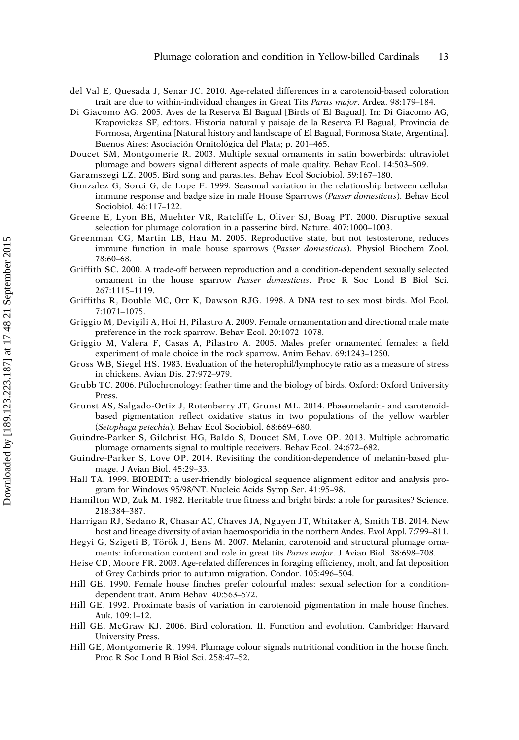del Val E, Quesada J, Senar JC. 2010. Age-related differences in a carotenoid-based coloration trait are due to within-individual changes in Great Tits *Parus major*. Ardea. 98:179–184.

Di Giacomo AG. 2005. Aves de la Reserva El Bagual [Birds of El Bagual]. In: Di Giacomo AG, Krapovickas SF, editors. Historia natural y paisaje de la Reserva El Bagual, Provincia de Formosa, Argentina [Natural history and landscape of El Bagual, Formosa State, Argentina]. Buenos Aires: Asociación Ornitológica del Plata; p. 201–465.

Doucet SM, Montgomerie R. 2003. Multiple sexual ornaments in satin bowerbirds: ultraviolet plumage and bowers signal different aspects of male quality. Behav Ecol. 14:503–509.

Garamszegi LZ. 2005. Bird song and parasites. Behav Ecol Sociobiol. 59:167–180.

Gonzalez G, Sorci G, de Lope F. 1999. Seasonal variation in the relationship between cellular immune response and badge size in male House Sparrows (*Passer domesticus*). Behav Ecol Sociobiol. 46:117–122.

Greene E, Lyon BE, Muehter VR, Ratcliffe L, Oliver SJ, Boag PT. 2000. Disruptive sexual selection for plumage coloration in a passerine bird. Nature. 407:1000–1003.

Greenman CG, Martin LB, Hau M. 2005. Reproductive state, but not testosterone, reduces immune function in male house sparrows (*Passer domesticus*). Physiol Biochem Zool. 78:60–68.

Griffith SC. 2000. A trade-off between reproduction and a condition-dependent sexually selected ornament in the house sparrow *Passer domesticus*. Proc R Soc Lond B Biol Sci. 267:1115–1119.

Griffiths R, Double MC, Orr K, Dawson RJG. 1998. A DNA test to sex most birds. Mol Ecol. 7:1071–1075.

Griggio M, Devigili A, Hoi H, Pilastro A. 2009. Female ornamentation and directional male mate preference in the rock sparrow. Behav Ecol. 20:1072–1078.

Griggio M, Valera F, Casas A, Pilastro A. 2005. Males prefer ornamented females: a field experiment of male choice in the rock sparrow. Anim Behav. 69:1243–1250.

Gross WB, Siegel HS. 1983. Evaluation of the heterophil/lymphocyte ratio as a measure of stress in chickens. Avian Dis. 27:972–979.

Grubb TC. 2006. Ptilochronology: feather time and the biology of birds. Oxford: Oxford University Press.

Grunst AS, Salgado-Ortiz J, Rotenberry JT, Grunst ML. 2014. Phaeomelanin- and carotenoid-based pigmentation reflect oxidative status in two populations of the yellow warbler (*Setophaga petechia*). Behav Ecol Sociobiol. 68:669–680.

Guindre-Parker S, Gilchrist HG, Baldo S, Doucet SM, Love OP. 2013. Multiple achromatic plumage ornaments signal to multiple receivers. Behav Ecol. 24:672–682.

Guindre-Parker S, Love OP. 2014. Revisiting the condition-dependence of melanin-based plumage. J Avian Biol. 45:29–33.

Hall TA. 1999. BIOEDIT: a user-friendly biological sequence alignment editor and analysis program for Windows 95/98/NT. Nucleic Acids Symp Ser. 41:95–98.

Hamilton WD, Zuk M. 1982. Heritable true fitness and bright birds: a role for parasites? Science. 218:384–387.

Harrigan RJ, Sedano R, Chasar AC, Chaves JA, Nguyen JT, Whitaker A, Smith TB. 2014. New host and lineage diversity of avian haemosporidia in the northern Andes. Evol Appl. 7:799–811.

Hegyi G, Szigeti B, Török J, Eens M. 2007. Melanin, carotenoid and structural plumage ornaments: information content and role in great tits *Parus major*. J Avian Biol. 38:698–708.

Heise CD, Moore FR. 2003. Age-related differences in foraging efficiency, molt, and fat deposition of Grey Catbirds prior to autumn migration. Condor. 105:496–504.

Hill GE. 1990. Female house finches prefer colourful males: sexual selection for a condition-dependent trait. Anim Behav. 40:563–572.

Hill GE. 1992. Proximate basis of variation in carotenoid pigmentation in male house finches. Auk. 109:1–12.

Hill GE, McGraw KJ. 2006. Bird coloration. II. Function and evolution. Cambridge: Harvard University Press.

Hill GE, Montgomerie R. 1994. Plumage colour signals nutritional condition in the house finch. Proc R Soc Lond B Biol Sci. 258:47–52.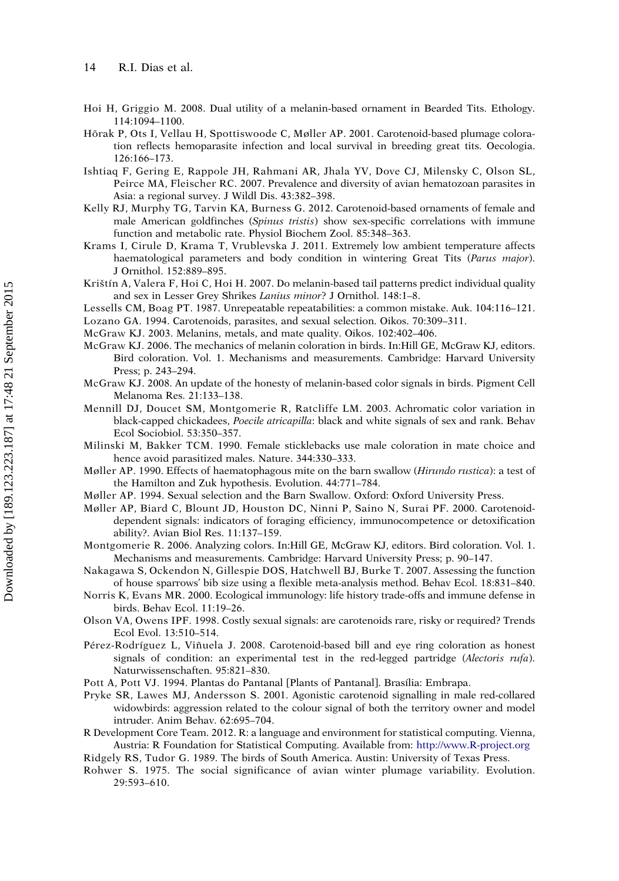Hoi H, Griggio M. 2008. Dual utility of a melanin-based ornament in Bearded Tits. Ethology. 114:1094–1100.

Hõrak P, Ots I, Vellau H, Spottiswoode C, Møller AP. 2001. Carotenoid-based plumage coloration reflects hemoparasite infection and local survival in breeding great tits. Oecologia. 126:166–173.

Ishtiaq F, Gering E, Rappole JH, Rahmani AR, Jhala YV, Dove CJ, Milensky C, Olson SL, Peirce MA, Fleischer RC. 2007. Prevalence and diversity of avian hematozoan parasites in Asia: a regional survey. J Wildl Dis. 43:382–398.

Kelly RJ, Murphy TG, Tarvin KA, Burness G. 2012. Carotenoid-based ornaments of female and male American goldfinches (*Spinus tristis*) show sex-specific correlations with immune function and metabolic rate. Physiol Biochem Zool. 85:348–363.

Krams I, Cirule D, Krama T, Vrublevska J. 2011. Extremely low ambient temperature affects haematological parameters and body condition in wintering Great Tits (*Parus major*). J Ornithol. 152:889–895.

Krištín A, Valera F, Hoi C, Hoi H. 2007. Do melanin-based tail patterns predict individual quality and sex in Lesser Grey Shrikes *Lanius minor*? J Ornithol. 148:1–8.

Lessells CM, Boag PT. 1987. Unrepeatable repeatabilities: a common mistake. Auk. 104:116–121.

Lozano GA. 1994. Carotenoids, parasites, and sexual selection. Oikos. 70:309–311.

McGraw KJ. 2003. Melanins, metals, and mate quality. Oikos. 102:402–406.

McGraw KJ. 2006. The mechanics of melanin coloration in birds. In:Hill GE, McGraw KJ, editors. Bird coloration. Vol. 1. Mechanisms and measurements. Cambridge: Harvard University Press; p. 243–294.

McGraw KJ. 2008. An update of the honesty of melanin-based color signals in birds. Pigment Cell Melanoma Res. 21:133–138.

Mennill DJ, Doucet SM, Montgomerie R, Ratcliffe LM. 2003. Achromatic color variation in black-capped chickadees, *Poecile atricapilla*: black and white signals of sex and rank. Behav Ecol Sociobiol. 53:350–357.

Milinski M, Bakker TCM. 1990. Female sticklebacks use male coloration in mate choice and hence avoid parasitized males. Nature. 344:330–333.

Møller AP. 1990. Effects of haematophagous mite on the barn swallow (*Hirundo rustica*): a test of the Hamilton and Zuk hypothesis. Evolution. 44:771–784.

Møller AP. 1994. Sexual selection and the Barn Swallow. Oxford: Oxford University Press.

Møller AP, Biard C, Blount JD, Houston DC, Ninni P, Saino N, Surai PF. 2000. Carotenoid-dependent signals: indicators of foraging efficiency, immunocompetence or detoxification ability?. Avian Biol Res. 11:137–159.

Montgomerie R. 2006. Analyzing colors. In:Hill GE, McGraw KJ, editors. Bird coloration. Vol. 1. Mechanisms and measurements. Cambridge: Harvard University Press; p. 90–147.

Nakagawa S, Ockendon N, Gillespie DOS, Hatchwell BJ, Burke T. 2007. Assessing the function of house sparrows' bib size using a flexible meta-analysis method. Behav Ecol. 18:831–840.

Norris K, Evans MR. 2000. Ecological immunology: life history trade-offs and immune defense in birds. Behav Ecol. 11:19–26.

Olson VA, Owens IPF. 1998. Costly sexual signals: are carotenoids rare, risky or required? Trends Ecol Evol. 13:510–514.

Pérez-Rodríguez L, Viñuela J. 2008. Carotenoid-based bill and eye ring coloration as honest signals of condition: an experimental test in the red-legged partridge (*Alectoris rufa*). Naturwissenschaften. 95:821–830.

Pott A, Pott VJ. 1994. Plantas do Pantanal [Plants of Pantanal]. Brasília: Embrapa.

Pryke SR, Lawes MJ, Andersson S. 2001. Agonistic carotenoid signalling in male red-collared widowbirds: aggression related to the colour signal of both the territory owner and model intruder. Anim Behav. 62:695–704.

R Development Core Team. 2012. R: a language and environment for statistical computing. Vienna, Austria: R Foundation for Statistical Computing. Available from: http://www.R-project.org

Ridgely RS, Tudor G. 1989. The birds of South America. Austin: University of Texas Press.

Rohwer S. 1975. The social significance of avian winter plumage variability. Evolution. 29:593–610.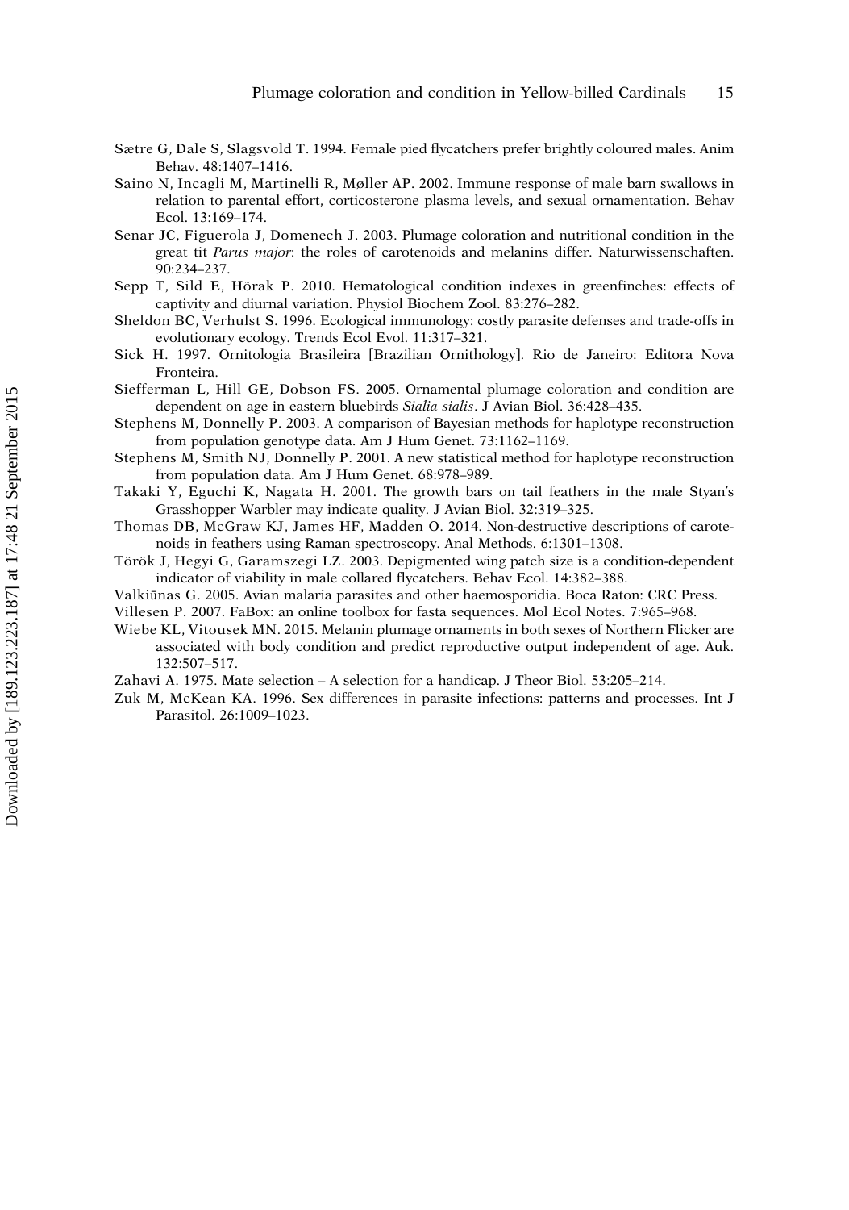Sætre G, Dale S, Slagsvold T. 1994. Female pied flycatchers prefer brightly coloured males. Anim Behav. 48:1407–1416.

Saino N, Incagli M, Martinelli R, Møller AP. 2002. Immune response of male barn swallows in relation to parental effort, corticosterone plasma levels, and sexual ornamentation. Behav Ecol. 13:169–174.

Senar JC, Figuerola J, Domenech J. 2003. Plumage coloration and nutritional condition in the great tit *Parus major*: the roles of carotenoids and melanins differ. Naturwissenschaften. 90:234–237.

Sepp T, Sild E, Hõrak P. 2010. Hematological condition indexes in greenfinches: effects of captivity and diurnal variation. Physiol Biochem Zool. 83:276–282.

Sheldon BC, Verhulst S. 1996. Ecological immunology: costly parasite defenses and trade-offs in evolutionary ecology. Trends Ecol Evol. 11:317–321.

Sick H. 1997. Ornitologia Brasileira [Brazilian Ornithology]. Rio de Janeiro: Editora Nova Fronteira.

Siefferman L, Hill GE, Dobson FS. 2005. Ornamental plumage coloration and condition are dependent on age in eastern bluebirds *Sialia sialis*. J Avian Biol. 36:428–435.

Stephens M, Donnelly P. 2003. A comparison of Bayesian methods for haplotype reconstruction from population genotype data. Am J Hum Genet. 73:1162–1169.

Stephens M, Smith NJ, Donnelly P. 2001. A new statistical method for haplotype reconstruction from population data. Am J Hum Genet. 68:978–989.

Takaki Y, Eguchi K, Nagata H. 2001. The growth bars on tail feathers in the male Styan's Grasshopper Warbler may indicate quality. J Avian Biol. 32:319–325.

Thomas DB, McGraw KJ, James HF, Madden O. 2014. Non-destructive descriptions of carotenoids in feathers using Raman spectroscopy. Anal Methods. 6:1301–1308.

Török J, Hegyi G, Garamszegi LZ. 2003. Depigmented wing patch size is a condition-dependent indicator of viability in male collared flycatchers. Behav Ecol. 14:382–388.

Valkiūnas G. 2005. Avian malaria parasites and other haemosporidia. Boca Raton: CRC Press.

Villesen P. 2007. FaBox: an online toolbox for fasta sequences. Mol Ecol Notes. 7:965–968.

Wiebe KL, Vitousek MN. 2015. Melanin plumage ornaments in both sexes of Northern Flicker are associated with body condition and predict reproductive output independent of age. Auk. 132:507–517.

Zahavi A. 1975. Mate selection – A selection for a handicap. J Theor Biol. 53:205–214.

Zuk M, McKean KA. 1996. Sex differences in parasite infections: patterns and processes. Int J Parasitol. 26:1009–1023.